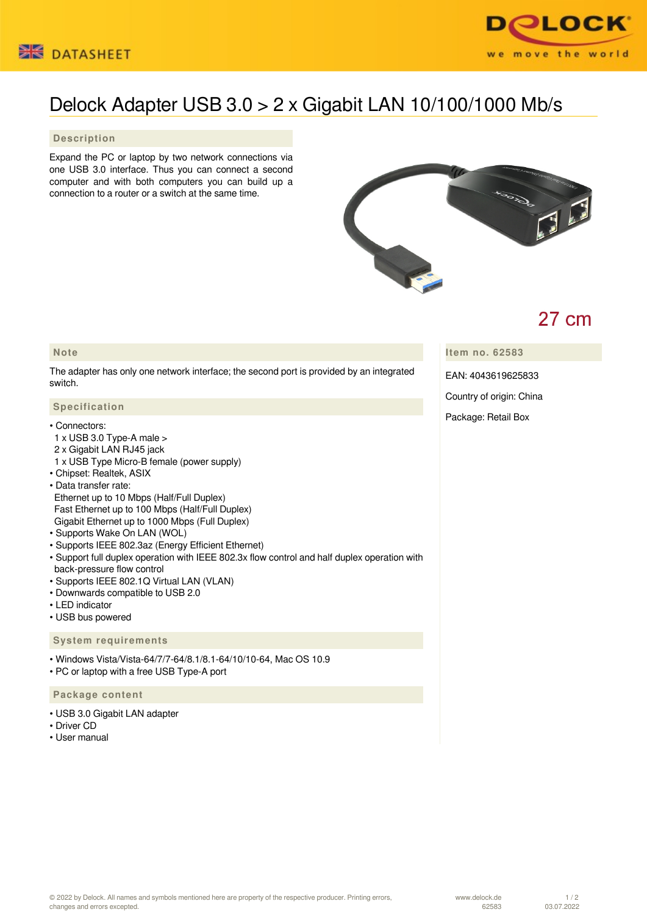DATASHEET

# Delock Adapter USB 3.0 > 2 x Gigabit LAN 10/100/1000 Mb/s

## Description

Expand the PC or laptop by two network connections via one USB 3.0 interface. Thus you can connect a second computer and with both computers you can build up a connection to a router or a switch at the same time.

27 cm

## Note

The adapter has only one network interface; the second port is provided by an integrated switch.

## Specification

- Connectors:
  1 x USB 3.0 Type-A male >
  2 x Gigabit LAN RJ45 jack
  1 x USB Type Micro-B female (power supply)
- Chipset: Realtek, ASIX
- Data transfer rate:
  Ethernet up to 10 Mbps (Half/Full Duplex)
  Fast Ethernet up to 100 Mbps (Half/Full Duplex)
  Gigabit Ethernet up to 1000 Mbps (Full Duplex)
- Supports Wake On LAN (WOL)
- Supports IEEE 802.3az (Energy Efficient Ethernet)
- Support full duplex operation with IEEE 802.3x flow control and half duplex operation with back-pressure flow control
- Supports IEEE 802.1Q Virtual LAN (VLAN)
- Downwards compatible to USB 2.0
- LED indicator
- USB bus powered

## System requirements

- Windows Vista/Vista-64/7/7-64/8.1/8.1-64/10/10-64, Mac OS 10.9
- PC or laptop with a free USB Type-A port

## Package content

- USB 3.0 Gigabit LAN adapter
- Driver CD
- User manual

## Item no. 62583

EAN: 4043619625833

Country of origin: China

Package: Retail Box

© 2022 by Delock. All names and symbols mentioned here are property of the respective producer. Printing errors, changes and errors excepted.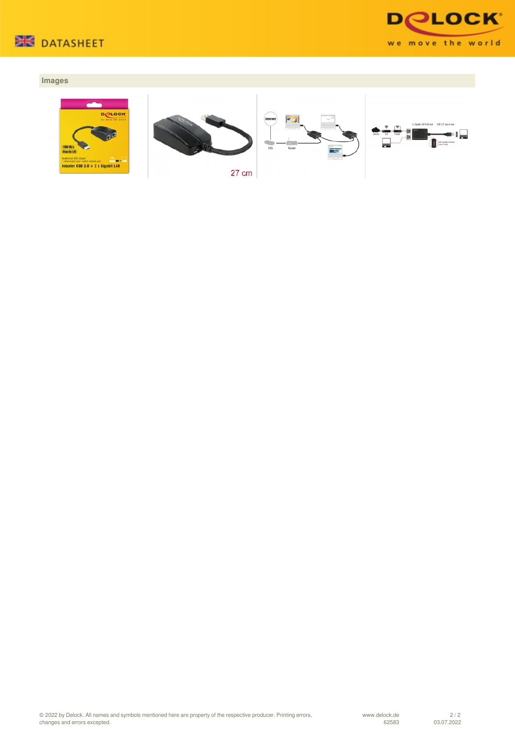## Images

27 cm